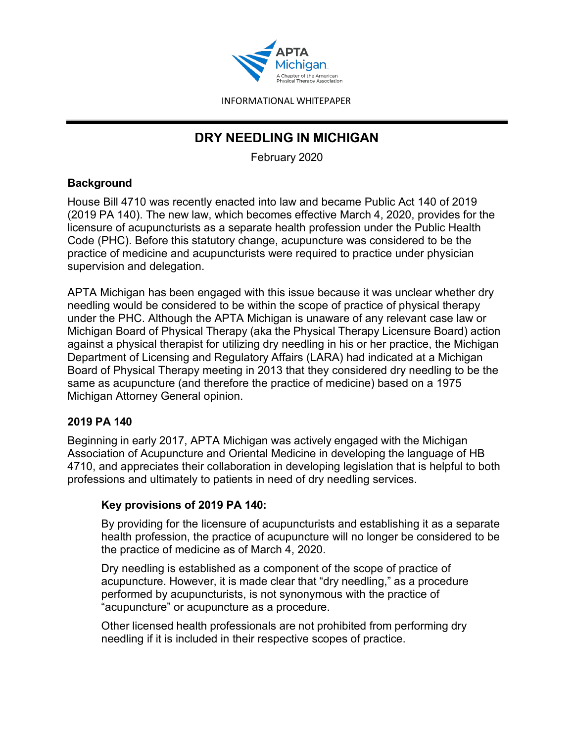INFORMATIONAL WHITEPAPER

# DRY NEEDLING IN MICHIGAN

February 2020

## Background

House Bill 4710 was recently enacted into law and became Public Act 140 of 2019 (2019 PA 140). The new law, which becomes effective March 4, 2020, provides for the licensure of acupuncturists as a separate health profession under the Public Health Code (PHC). Before this statutory change, acupuncture was considered to be the practice of medicine and acupuncturists were required to practice under physician supervision and delegation.

APTA Michigan has been engaged with this issue because it was unclear whether dry needling would be considered to be within the scope of practice of physical therapy under the PHC. Although the APTA Michigan is unaware of any relevant case law or Michigan Board of Physical Therapy (aka the Physical Therapy Licensure Board) action against a physical therapist for utilizing dry needling in his or her practice, the Michigan Department of Licensing and Regulatory Affairs (LARA) had indicated at a Michigan Board of Physical Therapy meeting in 2013 that they considered dry needling to be the same as acupuncture (and therefore the practice of medicine) based on a 1975 Michigan Attorney General opinion.

## 2019 PA 140

Beginning in early 2017, APTA Michigan was actively engaged with the Michigan Association of Acupuncture and Oriental Medicine in developing the language of HB 4710, and appreciates their collaboration in developing legislation that is helpful to both professions and ultimately to patients in need of dry needling services.

### Key provisions of 2019 PA 140:

By providing for the licensure of acupuncturists and establishing it as a separate health profession, the practice of acupuncture will no longer be considered to be the practice of medicine as of March 4, 2020.

Dry needling is established as a component of the scope of practice of acupuncture. However, it is made clear that "dry needling," as a procedure performed by acupuncturists, is not synonymous with the practice of "acupuncture" or acupuncture as a procedure.

Other licensed health professionals are not prohibited from performing dry needling if it is included in their respective scopes of practice.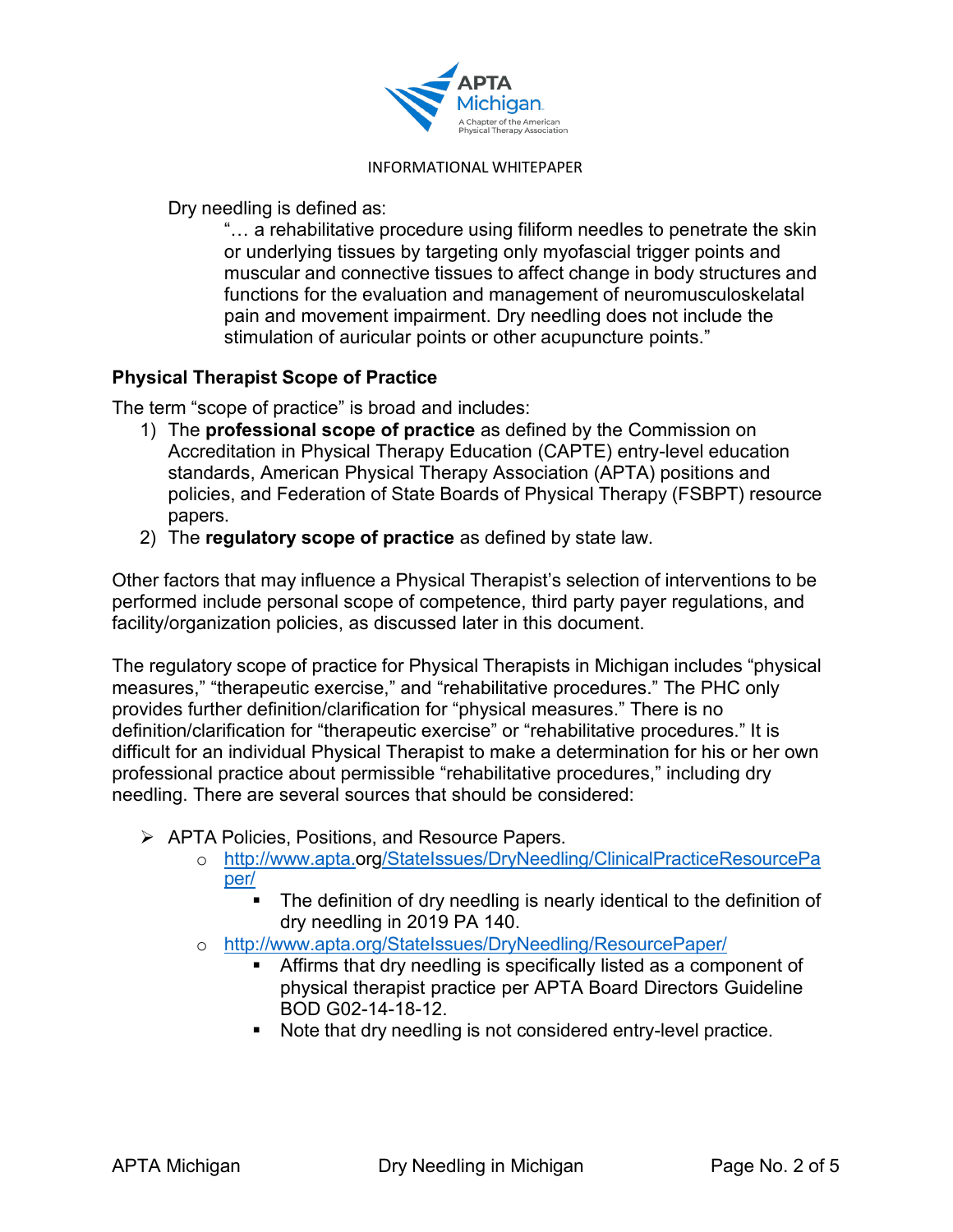INFORMATIONAL WHITEPAPER

Dry needling is defined as:

> "… a rehabilitative procedure using filiform needles to penetrate the skin or underlying tissues by targeting only myofascial trigger points and muscular and connective tissues to affect change in body structures and functions for the evaluation and management of neuromusculoskelatal pain and movement impairment. Dry needling does not include the stimulation of auricular points or other acupuncture points."

## Physical Therapist Scope of Practice

The term "scope of practice" is broad and includes:

1) The **professional scope of practice** as defined by the Commission on Accreditation in Physical Therapy Education (CAPTE) entry-level education standards, American Physical Therapy Association (APTA) positions and policies, and Federation of State Boards of Physical Therapy (FSBPT) resource papers.
2) The **regulatory scope of practice** as defined by state law.

Other factors that may influence a Physical Therapist's selection of interventions to be performed include personal scope of competence, third party payer regulations, and facility/organization policies, as discussed later in this document.

The regulatory scope of practice for Physical Therapists in Michigan includes "physical measures," "therapeutic exercise," and "rehabilitative procedures." The PHC only provides further definition/clarification for "physical measures." There is no definition/clarification for "therapeutic exercise" or "rehabilitative procedures." It is difficult for an individual Physical Therapist to make a determination for his or her own professional practice about permissible "rehabilitative procedures," including dry needling. There are several sources that should be considered:

- APTA Policies, Positions, and Resource Papers.
  - http://www.apta.org/StateIssues/DryNeedling/ClinicalPracticeResourcePaper/
    - The definition of dry needling is nearly identical to the definition of dry needling in 2019 PA 140.
  - http://www.apta.org/StateIssues/DryNeedling/ResourcePaper/
    - Affirms that dry needling is specifically listed as a component of physical therapist practice per APTA Board Directors Guideline BOD G02-14-18-12.
    - Note that dry needling is not considered entry-level practice.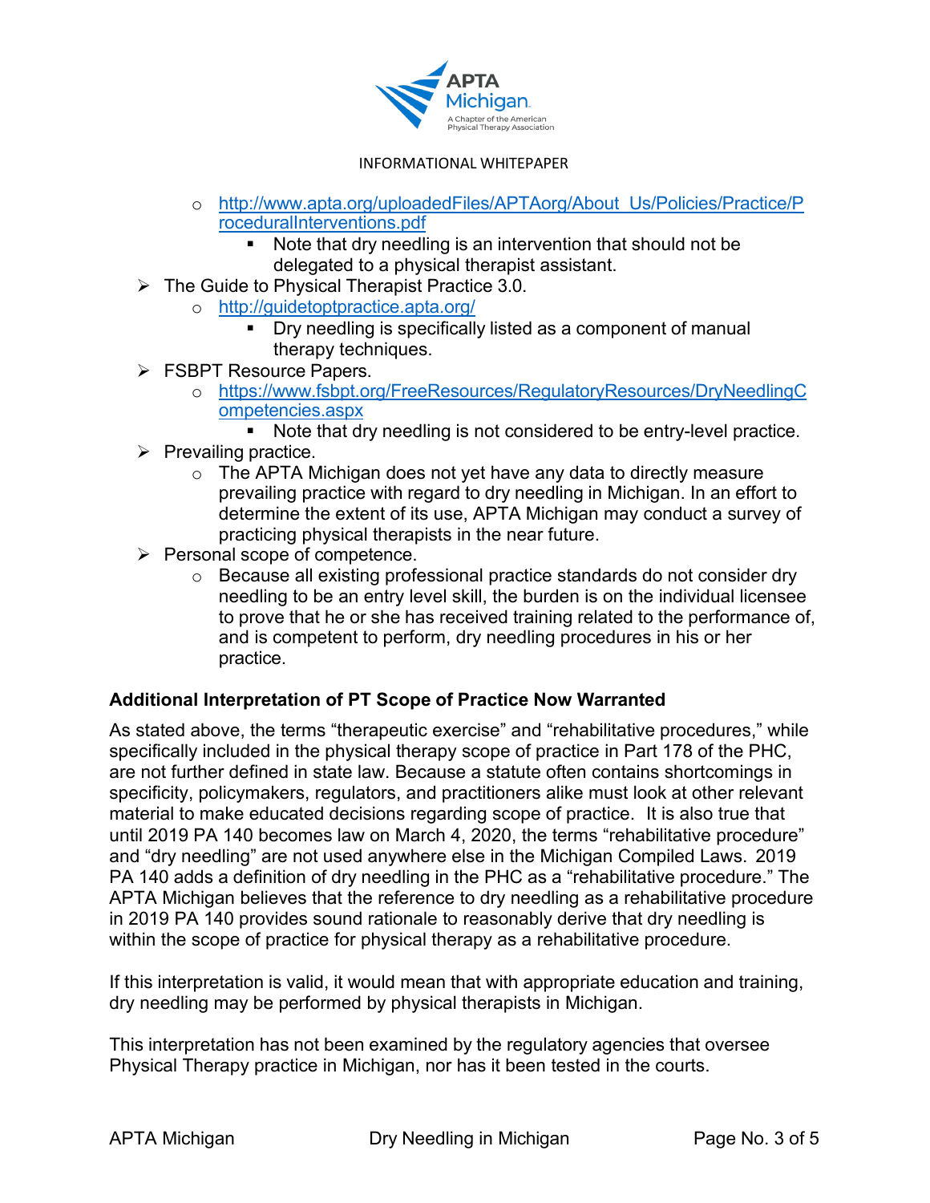- http://www.apta.org/uploadedFiles/APTAorg/About_Us/Policies/Practice/ProceduralInterventions.pdf
        - Note that dry needling is an intervention that should not be delegated to a physical therapist assistant.
- The Guide to Physical Therapist Practice 3.0.
    - http://guidetoptpractice.apta.org/
        - Dry needling is specifically listed as a component of manual therapy techniques.
- FSBPT Resource Papers.
    - https://www.fsbpt.org/FreeResources/RegulatoryResources/DryNeedlingCompetencies.aspx
        - Note that dry needling is not considered to be entry-level practice.
- Prevailing practice.
    - The APTA Michigan does not yet have any data to directly measure prevailing practice with regard to dry needling in Michigan. In an effort to determine the extent of its use, APTA Michigan may conduct a survey of practicing physical therapists in the near future.
- Personal scope of competence.
    - Because all existing professional practice standards do not consider dry needling to be an entry level skill, the burden is on the individual licensee to prove that he or she has received training related to the performance of, and is competent to perform, dry needling procedures in his or her practice.

**Additional Interpretation of PT Scope of Practice Now Warranted**

As stated above, the terms "therapeutic exercise" and "rehabilitative procedures," while specifically included in the physical therapy scope of practice in Part 178 of the PHC, are not further defined in state law. Because a statute often contains shortcomings in specificity, policymakers, regulators, and practitioners alike must look at other relevant material to make educated decisions regarding scope of practice. It is also true that until 2019 PA 140 becomes law on March 4, 2020, the terms "rehabilitative procedure" and "dry needling" are not used anywhere else in the Michigan Compiled Laws. 2019 PA 140 adds a definition of dry needling in the PHC as a "rehabilitative procedure." The APTA Michigan believes that the reference to dry needling as a rehabilitative procedure in 2019 PA 140 provides sound rationale to reasonably derive that dry needling is within the scope of practice for physical therapy as a rehabilitative procedure.

If this interpretation is valid, it would mean that with appropriate education and training, dry needling may be performed by physical therapists in Michigan.

This interpretation has not been examined by the regulatory agencies that oversee Physical Therapy practice in Michigan, nor has it been tested in the courts.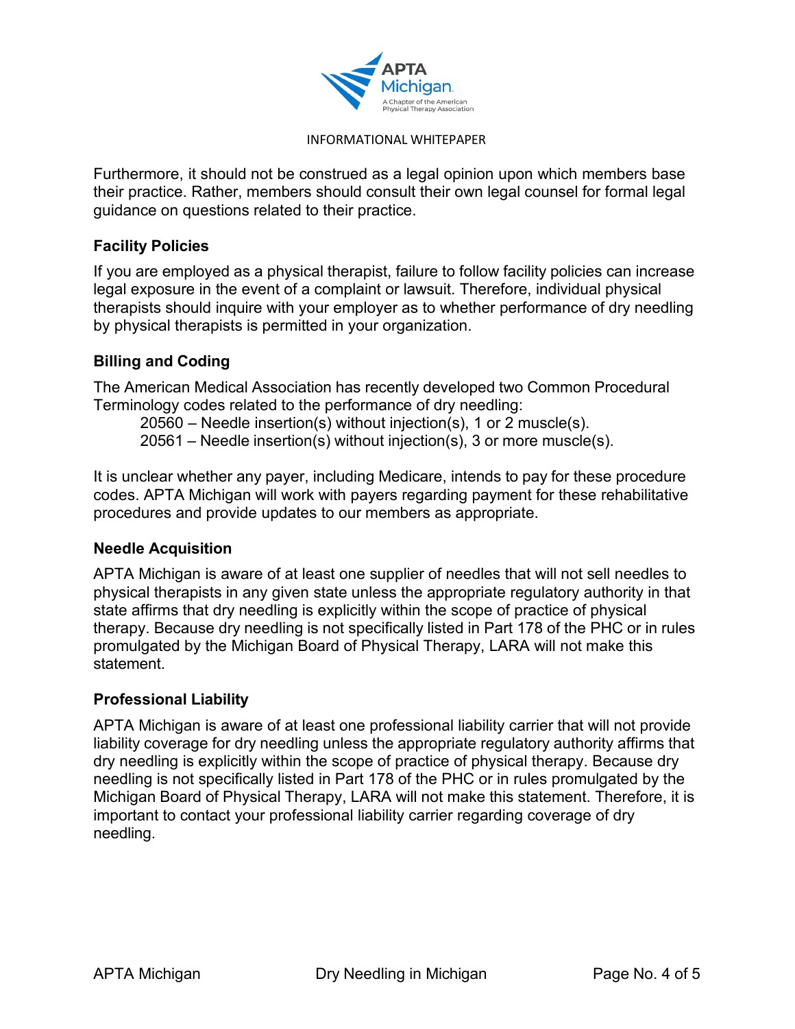Furthermore, it should not be construed as a legal opinion upon which members base their practice. Rather, members should consult their own legal counsel for formal legal guidance on questions related to their practice.

### Facility Policies

If you are employed as a physical therapist, failure to follow facility policies can increase legal exposure in the event of a complaint or lawsuit. Therefore, individual physical therapists should inquire with your employer as to whether performance of dry needling by physical therapists is permitted in your organization.

### Billing and Coding

The American Medical Association has recently developed two Common Procedural Terminology codes related to the performance of dry needling:

20560 – Needle insertion(s) without injection(s), 1 or 2 muscle(s).
20561 – Needle insertion(s) without injection(s), 3 or more muscle(s).

It is unclear whether any payer, including Medicare, intends to pay for these procedure codes. APTA Michigan will work with payers regarding payment for these rehabilitative procedures and provide updates to our members as appropriate.

### Needle Acquisition

APTA Michigan is aware of at least one supplier of needles that will not sell needles to physical therapists in any given state unless the appropriate regulatory authority in that state affirms that dry needling is explicitly within the scope of practice of physical therapy. Because dry needling is not specifically listed in Part 178 of the PHC or in rules promulgated by the Michigan Board of Physical Therapy, LARA will not make this statement.

### Professional Liability

APTA Michigan is aware of at least one professional liability carrier that will not provide liability coverage for dry needling unless the appropriate regulatory authority affirms that dry needling is explicitly within the scope of practice of physical therapy. Because dry needling is not specifically listed in Part 178 of the PHC or in rules promulgated by the Michigan Board of Physical Therapy, LARA will not make this statement. Therefore, it is important to contact your professional liability carrier regarding coverage of dry needling.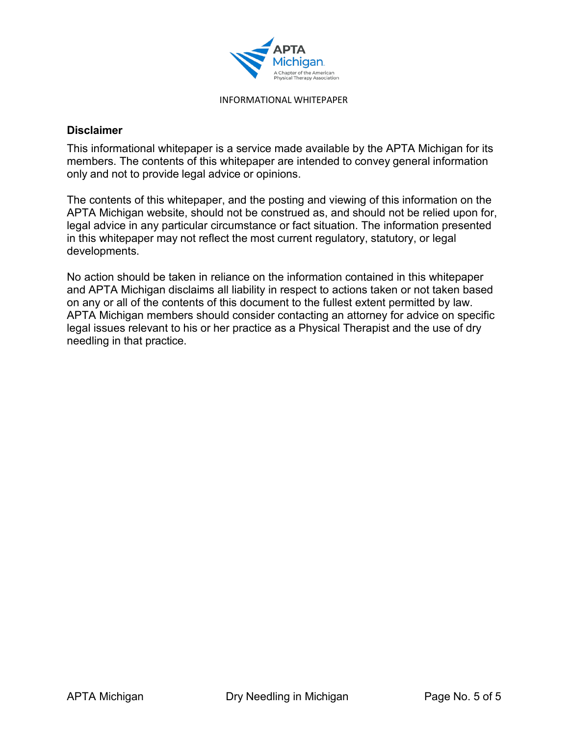INFORMATIONAL WHITEPAPER

## Disclaimer

This informational whitepaper is a service made available by the APTA Michigan for its members. The contents of this whitepaper are intended to convey general information only and not to provide legal advice or opinions.

The contents of this whitepaper, and the posting and viewing of this information on the APTA Michigan website, should not be construed as, and should not be relied upon for, legal advice in any particular circumstance or fact situation. The information presented in this whitepaper may not reflect the most current regulatory, statutory, or legal developments.

No action should be taken in reliance on the information contained in this whitepaper and APTA Michigan disclaims all liability in respect to actions taken or not taken based on any or all of the contents of this document to the fullest extent permitted by law. APTA Michigan members should consider contacting an attorney for advice on specific legal issues relevant to his or her practice as a Physical Therapist and the use of dry needling in that practice.